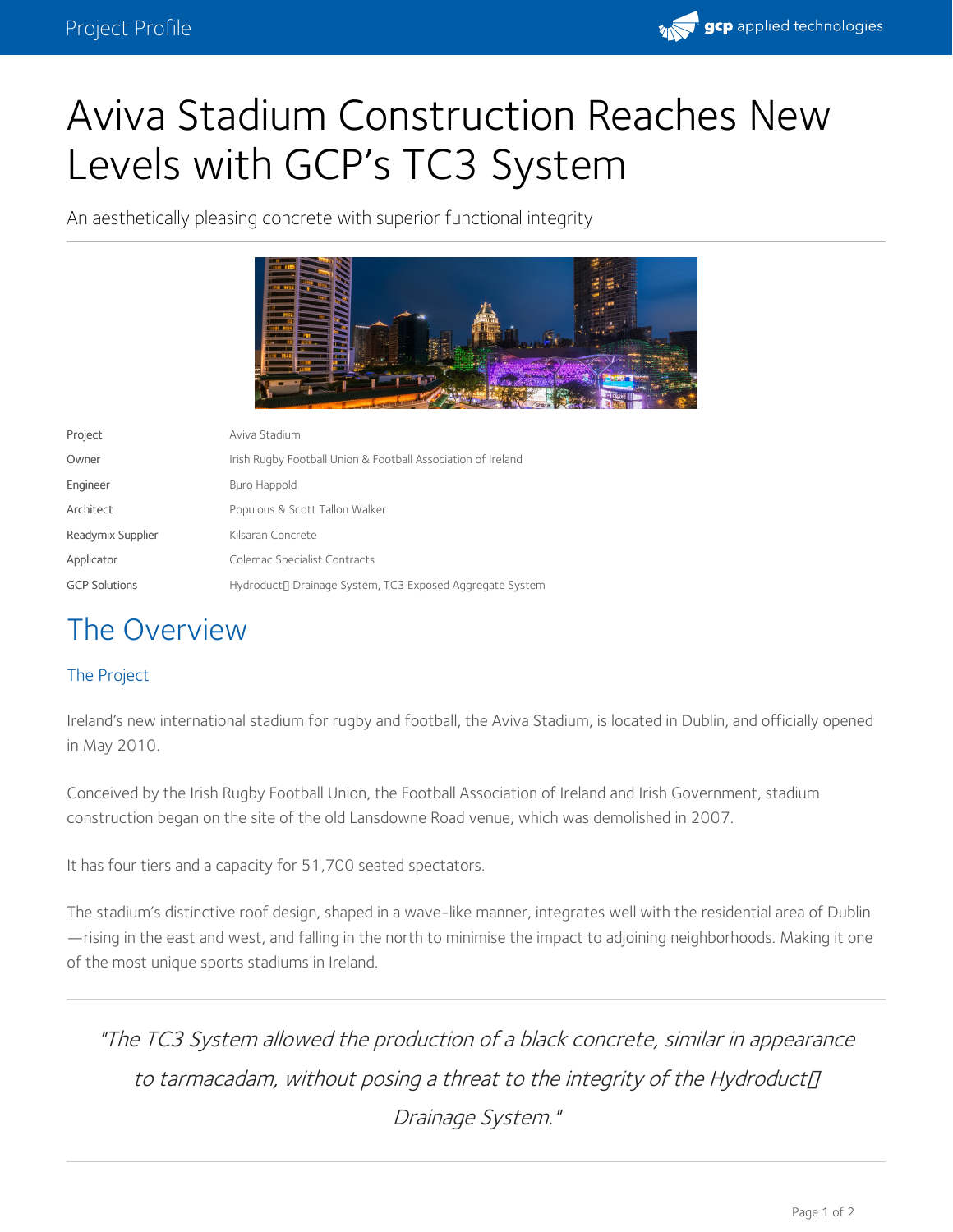# Aviva Stadium Construction Reaches New Levels with GCP's TC3 System

An aesthetically pleasing concrete with superior functional integrity

| | |
|---|---|
| Project | Aviva Stadium |
| Owner | Irish Rugby Football Union & Football Association of Ireland |
| Engineer | Buro Happold |
| Architect | Populous & Scott Tallon Walker |
| Readymix Supplier | Kilsaran Concrete |
| Applicator | Colemac Specialist Contracts |
| GCP Solutions | Hydroduct Drainage System, TC3 Exposed Aggregate System |

## The Overview

### The Project

Ireland's new international stadium for rugby and football, the Aviva Stadium, is located in Dublin, and officially opened in May 2010.

Conceived by the Irish Rugby Football Union, the Football Association of Ireland and Irish Government, stadium construction began on the site of the old Lansdowne Road venue, which was demolished in 2007.

It has four tiers and a capacity for 51,700 seated spectators.

The stadium's distinctive roof design, shaped in a wave-like manner, integrates well with the residential area of Dublin —rising in the east and west, and falling in the north to minimise the impact to adjoining neighborhoods. Making it one of the most unique sports stadiums in Ireland.

> *"The TC3 System allowed the production of a black concrete, similar in appearance to tarmacadam, without posing a threat to the integrity of the Hydroduct Drainage System."*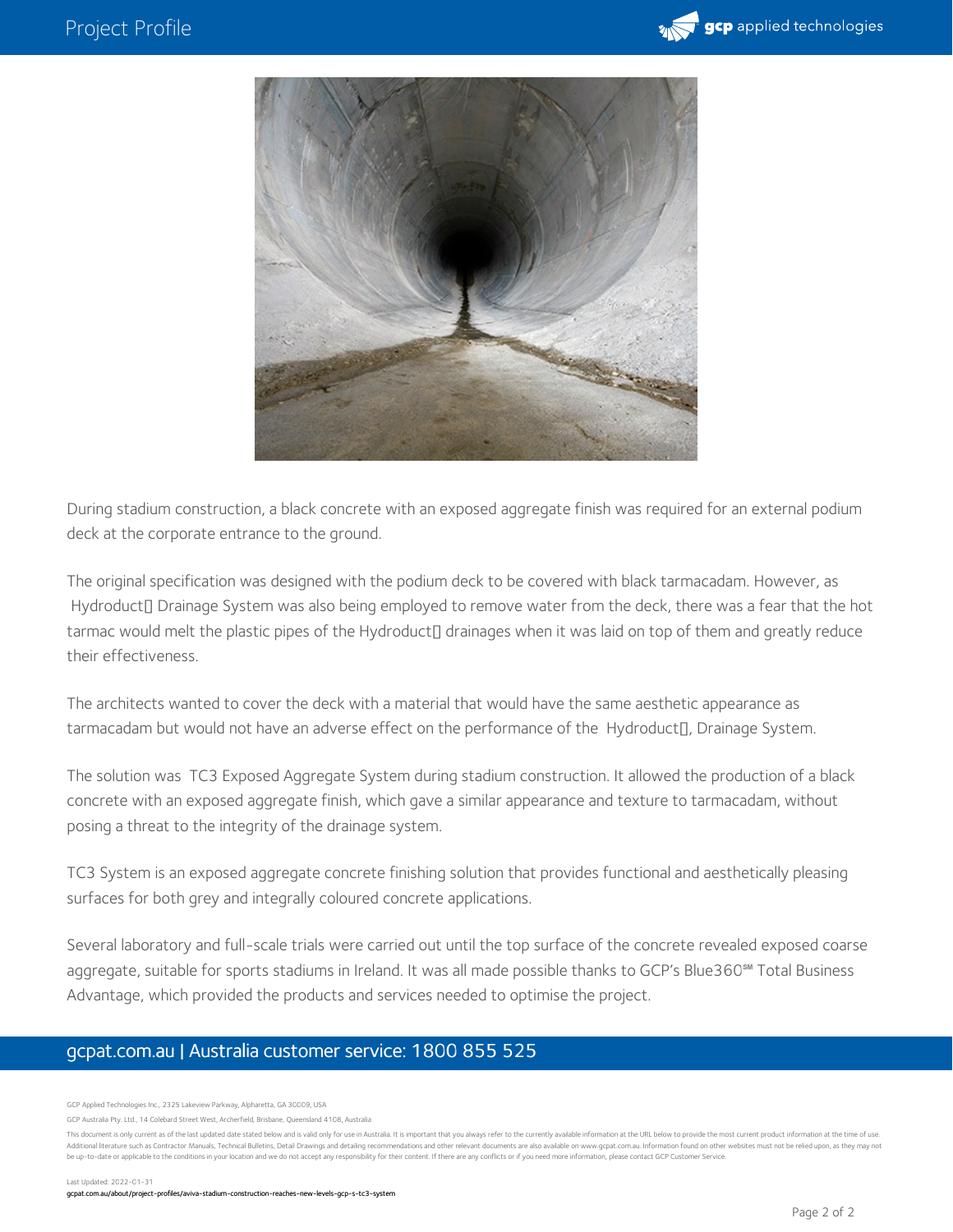During stadium construction, a black concrete with an exposed aggregate finish was required for an external podium deck at the corporate entrance to the ground.

The original specification was designed with the podium deck to be covered with black tarmacadam. However, as Hydroduct Drainage System was also being employed to remove water from the deck, there was a fear that the hot tarmac would melt the plastic pipes of the Hydroduct drainages when it was laid on top of them and greatly reduce their effectiveness.

The architects wanted to cover the deck with a material that would have the same aesthetic appearance as tarmacadam but would not have an adverse effect on the performance of the Hydroduct, Drainage System.

The solution was TC3 Exposed Aggregate System during stadium construction. It allowed the production of a black concrete with an exposed aggregate finish, which gave a similar appearance and texture to tarmacadam, without posing a threat to the integrity of the drainage system.

TC3 System is an exposed aggregate concrete finishing solution that provides functional and aesthetically pleasing surfaces for both grey and integrally coloured concrete applications.

Several laboratory and full-scale trials were carried out until the top surface of the concrete revealed exposed coarse aggregate, suitable for sports stadiums in Ireland. It was all made possible thanks to GCP's Blue360℠ Total Business Advantage, which provided the products and services needed to optimise the project.

gcpat.com.au | Australia customer service: 1800 855 525

GCP Applied Technologies Inc., 2325 Lakeview Parkway, Alpharetta, GA 30009, USA

GCP Australia Pty. Ltd., 14 Colebard Street West, Archerfield, Brisbane, Queensland 4108, Australia

This document is only current as of the last updated date stated below and is valid only for use in Australia. It is important that you always refer to the currently available information at the URL below to provide the most current product information at the time of use. Additional literature such as Contractor Manuals, Technical Bulletins, Detail Drawings and detailing recommendations and other relevant documents are also available on www.gcpat.com.au. Information found on other websites must not be relied upon, as they may not be up-to-date or applicable to the conditions in your location and we do not accept any responsibility for their content. If there are any conflicts or if you need more information, please contact GCP Customer Service.

Last Updated: 2022-01-31

gcpat.com.au/about/project-profiles/aviva-stadium-construction-reaches-new-levels-gcp-s-tc3-system